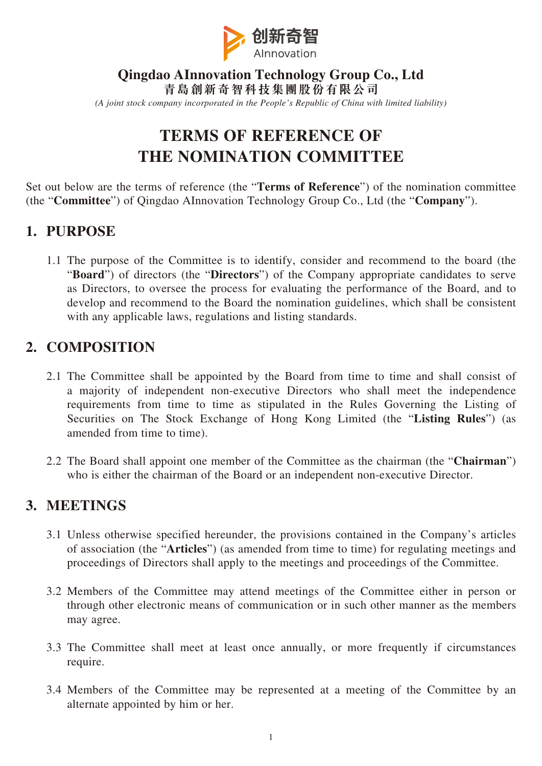创新奇智
AInnovation

**Qingdao AInnovation Technology Group Co., Ltd**

**青島創新奇智科技集團股份有限公司**

*(A joint stock company incorporated in the People's Republic of China with limited liability)*

# TERMS OF REFERENCE OF THE NOMINATION COMMITTEE

Set out below are the terms of reference (the "**Terms of Reference**") of the nomination committee (the "**Committee**") of Qingdao AInnovation Technology Group Co., Ltd (the "**Company**").

## 1. PURPOSE

1.1 The purpose of the Committee is to identify, consider and recommend to the board (the "**Board**") of directors (the "**Directors**") of the Company appropriate candidates to serve as Directors, to oversee the process for evaluating the performance of the Board, and to develop and recommend to the Board the nomination guidelines, which shall be consistent with any applicable laws, regulations and listing standards.

## 2. COMPOSITION

2.1 The Committee shall be appointed by the Board from time to time and shall consist of a majority of independent non-executive Directors who shall meet the independence requirements from time to time as stipulated in the Rules Governing the Listing of Securities on The Stock Exchange of Hong Kong Limited (the "**Listing Rules**") (as amended from time to time).

2.2 The Board shall appoint one member of the Committee as the chairman (the "**Chairman**") who is either the chairman of the Board or an independent non-executive Director.

## 3. MEETINGS

3.1 Unless otherwise specified hereunder, the provisions contained in the Company's articles of association (the "**Articles**") (as amended from time to time) for regulating meetings and proceedings of Directors shall apply to the meetings and proceedings of the Committee.

3.2 Members of the Committee may attend meetings of the Committee either in person or through other electronic means of communication or in such other manner as the members may agree.

3.3 The Committee shall meet at least once annually, or more frequently if circumstances require.

3.4 Members of the Committee may be represented at a meeting of the Committee by an alternate appointed by him or her.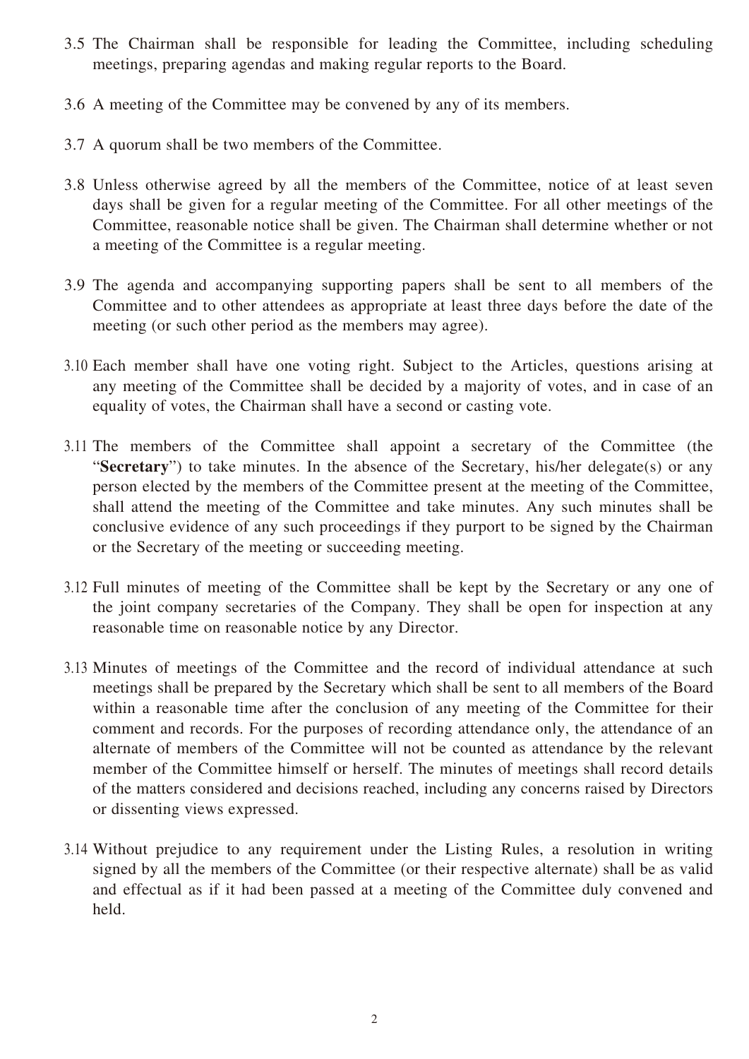3.5 The Chairman shall be responsible for leading the Committee, including scheduling meetings, preparing agendas and making regular reports to the Board.

3.6 A meeting of the Committee may be convened by any of its members.

3.7 A quorum shall be two members of the Committee.

3.8 Unless otherwise agreed by all the members of the Committee, notice of at least seven days shall be given for a regular meeting of the Committee. For all other meetings of the Committee, reasonable notice shall be given. The Chairman shall determine whether or not a meeting of the Committee is a regular meeting.

3.9 The agenda and accompanying supporting papers shall be sent to all members of the Committee and to other attendees as appropriate at least three days before the date of the meeting (or such other period as the members may agree).

3.10 Each member shall have one voting right. Subject to the Articles, questions arising at any meeting of the Committee shall be decided by a majority of votes, and in case of an equality of votes, the Chairman shall have a second or casting vote.

3.11 The members of the Committee shall appoint a secretary of the Committee (the "**Secretary**") to take minutes. In the absence of the Secretary, his/her delegate(s) or any person elected by the members of the Committee present at the meeting of the Committee, shall attend the meeting of the Committee and take minutes. Any such minutes shall be conclusive evidence of any such proceedings if they purport to be signed by the Chairman or the Secretary of the meeting or succeeding meeting.

3.12 Full minutes of meeting of the Committee shall be kept by the Secretary or any one of the joint company secretaries of the Company. They shall be open for inspection at any reasonable time on reasonable notice by any Director.

3.13 Minutes of meetings of the Committee and the record of individual attendance at such meetings shall be prepared by the Secretary which shall be sent to all members of the Board within a reasonable time after the conclusion of any meeting of the Committee for their comment and records. For the purposes of recording attendance only, the attendance of an alternate of members of the Committee will not be counted as attendance by the relevant member of the Committee himself or herself. The minutes of meetings shall record details of the matters considered and decisions reached, including any concerns raised by Directors or dissenting views expressed.

3.14 Without prejudice to any requirement under the Listing Rules, a resolution in writing signed by all the members of the Committee (or their respective alternate) shall be as valid and effectual as if it had been passed at a meeting of the Committee duly convened and held.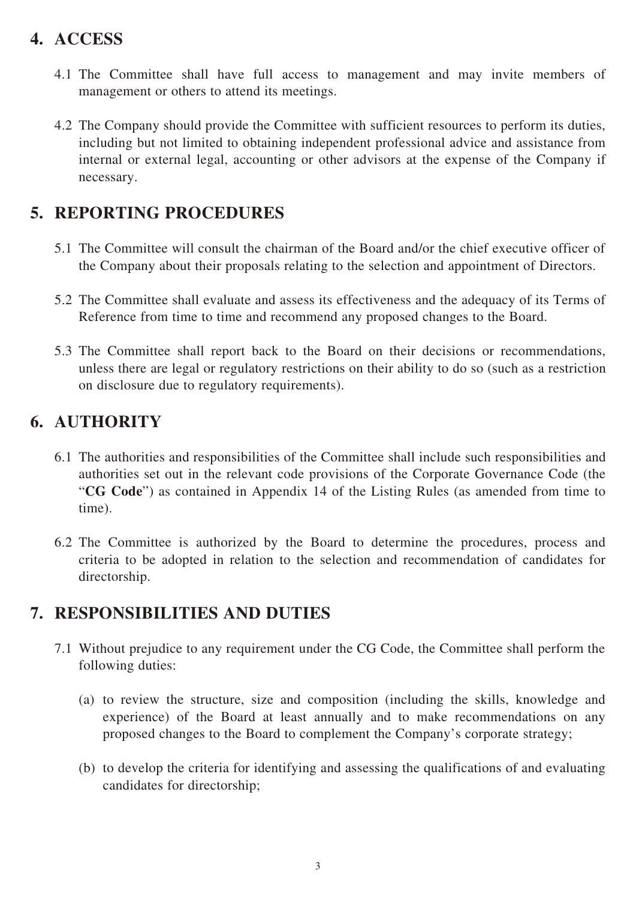## 4. ACCESS

4.1 The Committee shall have full access to management and may invite members of management or others to attend its meetings.

4.2 The Company should provide the Committee with sufficient resources to perform its duties, including but not limited to obtaining independent professional advice and assistance from internal or external legal, accounting or other advisors at the expense of the Company if necessary.

## 5. REPORTING PROCEDURES

5.1 The Committee will consult the chairman of the Board and/or the chief executive officer of the Company about their proposals relating to the selection and appointment of Directors.

5.2 The Committee shall evaluate and assess its effectiveness and the adequacy of its Terms of Reference from time to time and recommend any proposed changes to the Board.

5.3 The Committee shall report back to the Board on their decisions or recommendations, unless there are legal or regulatory restrictions on their ability to do so (such as a restriction on disclosure due to regulatory requirements).

## 6. AUTHORITY

6.1 The authorities and responsibilities of the Committee shall include such responsibilities and authorities set out in the relevant code provisions of the Corporate Governance Code (the "**CG Code**") as contained in Appendix 14 of the Listing Rules (as amended from time to time).

6.2 The Committee is authorized by the Board to determine the procedures, process and criteria to be adopted in relation to the selection and recommendation of candidates for directorship.

## 7. RESPONSIBILITIES AND DUTIES

7.1 Without prejudice to any requirement under the CG Code, the Committee shall perform the following duties:

(a) to review the structure, size and composition (including the skills, knowledge and experience) of the Board at least annually and to make recommendations on any proposed changes to the Board to complement the Company's corporate strategy;

(b) to develop the criteria for identifying and assessing the qualifications of and evaluating candidates for directorship;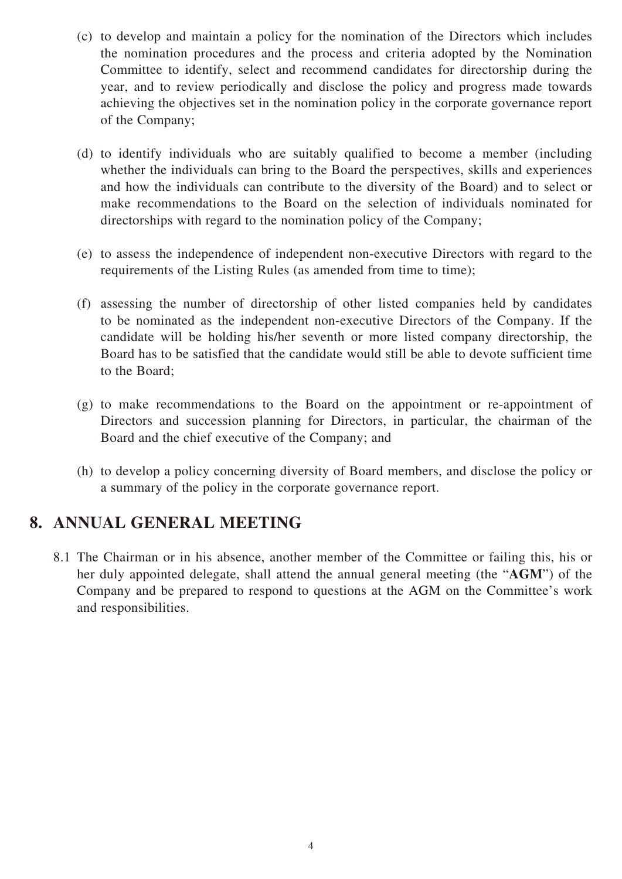(c) to develop and maintain a policy for the nomination of the Directors which includes the nomination procedures and the process and criteria adopted by the Nomination Committee to identify, select and recommend candidates for directorship during the year, and to review periodically and disclose the policy and progress made towards achieving the objectives set in the nomination policy in the corporate governance report of the Company;

(d) to identify individuals who are suitably qualified to become a member (including whether the individuals can bring to the Board the perspectives, skills and experiences and how the individuals can contribute to the diversity of the Board) and to select or make recommendations to the Board on the selection of individuals nominated for directorships with regard to the nomination policy of the Company;

(e) to assess the independence of independent non-executive Directors with regard to the requirements of the Listing Rules (as amended from time to time);

(f) assessing the number of directorship of other listed companies held by candidates to be nominated as the independent non-executive Directors of the Company. If the candidate will be holding his/her seventh or more listed company directorship, the Board has to be satisfied that the candidate would still be able to devote sufficient time to the Board;

(g) to make recommendations to the Board on the appointment or re-appointment of Directors and succession planning for Directors, in particular, the chairman of the Board and the chief executive of the Company; and

(h) to develop a policy concerning diversity of Board members, and disclose the policy or a summary of the policy in the corporate governance report.

## 8. ANNUAL GENERAL MEETING

8.1 The Chairman or in his absence, another member of the Committee or failing this, his or her duly appointed delegate, shall attend the annual general meeting (the "**AGM**") of the Company and be prepared to respond to questions at the AGM on the Committee's work and responsibilities.